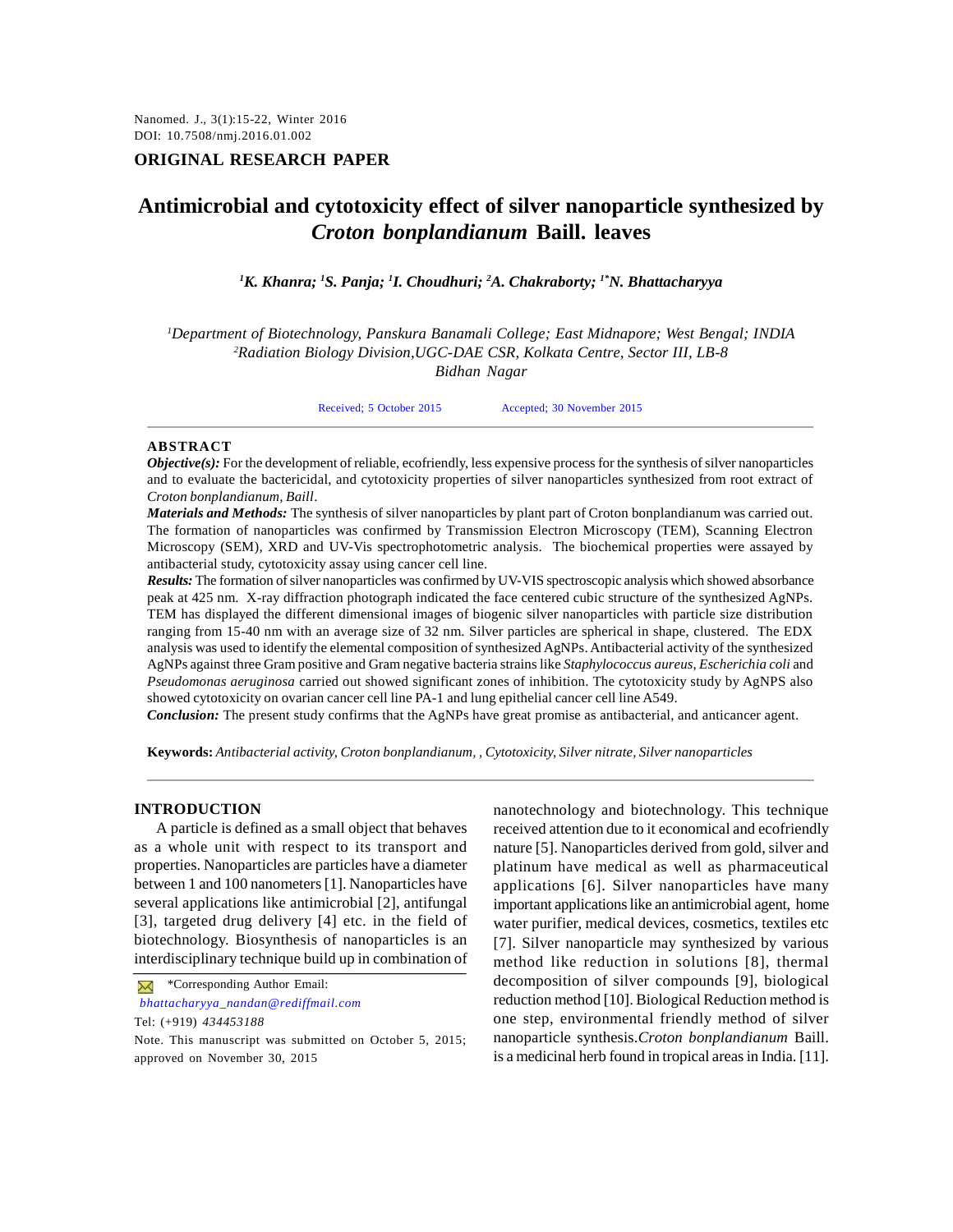ORIGINAL RESEARCH PAPER

# Antimicrobial and cytotoxicity effect of silver nanoparticle synthesized by *Croton bonplandianum* Baill. leaves

***[1]K. Khanra; [1]S. Panja; [1]I. Choudhuri; [2]A. Chakraborty; [1*]N. Bhattacharyya***

*[1]Department of Biotechnology, Panskura Banamali College; East Midnapore; West Bengal; INDIA*
*[2]Radiation Biology Division,UGC-DAE CSR, Kolkata Centre, Sector III, LB-8*
*Bidhan Nagar*

Received; 5 October 2015 Accepted; 30 November 2015

## ABSTRACT

***Objective(s):*** For the development of reliable, ecofriendly, less expensive process for the synthesis of silver nanoparticles and to evaluate the bactericidal, and cytotoxicity properties of silver nanoparticles synthesized from root extract of *Croton bonplandianum, Baill*.

***Materials and Methods:*** The synthesis of silver nanoparticles by plant part of Croton bonplandianum was carried out. The formation of nanoparticles was confirmed by Transmission Electron Microscopy (TEM), Scanning Electron Microscopy (SEM), XRD and UV-Vis spectrophotometric analysis. The biochemical properties were assayed by antibacterial study, cytotoxicity assay using cancer cell line.

***Results:*** The formation of silver nanoparticles was confirmed by UV-VIS spectroscopic analysis which showed absorbance peak at 425 nm. X-ray diffraction photograph indicated the face centered cubic structure of the synthesized AgNPs. TEM has displayed the different dimensional images of biogenic silver nanoparticles with particle size distribution ranging from 15-40 nm with an average size of 32 nm. Silver particles are spherical in shape, clustered. The EDX analysis was used to identify the elemental composition of synthesized AgNPs. Antibacterial activity of the synthesized AgNPs against three Gram positive and Gram negative bacteria strains like *Staphylococcus aureus, Escherichia coli* and *Pseudomonas aeruginosa* carried out showed significant zones of inhibition. The cytotoxicity study by AgNPS also showed cytotoxicity on ovarian cancer cell line PA-1 and lung epithelial cancer cell line A549.

***Conclusion:*** The present study confirms that the AgNPs have great promise as antibacterial, and anticancer agent.

**Keywords:** *Antibacterial activity, Croton bonplandianum, , Cytotoxicity, Silver nitrate, Silver nanoparticles*

## INTRODUCTION

A particle is defined as a small object that behaves as a whole unit with respect to its transport and properties. Nanoparticles are particles have a diameter between 1 and 100 nanometers [1]. Nanoparticles have several applications like antimicrobial [2], antifungal [3], targeted drug delivery [4] etc. in the field of biotechnology. Biosynthesis of nanoparticles is an interdisciplinary technique build up in combination of nanotechnology and biotechnology. This technique received attention due to it economical and ecofriendly nature [5]. Nanoparticles derived from gold, silver and platinum have medical as well as pharmaceutical applications [6]. Silver nanoparticles have many important applications like an antimicrobial agent, home water purifier, medical devices, cosmetics, textiles etc [7]. Silver nanoparticle may synthesized by various method like reduction in solutions [8], thermal decomposition of silver compounds [9], biological reduction method [10]. Biological Reduction method is one step, environmental friendly method of silver nanoparticle synthesis.*Croton bonplandianum* Baill. is a medicinal herb found in tropical areas in India. [11].

*Corresponding Author Email: *bhattacharyya_nandan@rediffmail.com*
Tel: (+919) *434453188*

Note. This manuscript was submitted on October 5, 2015; approved on November 30, 2015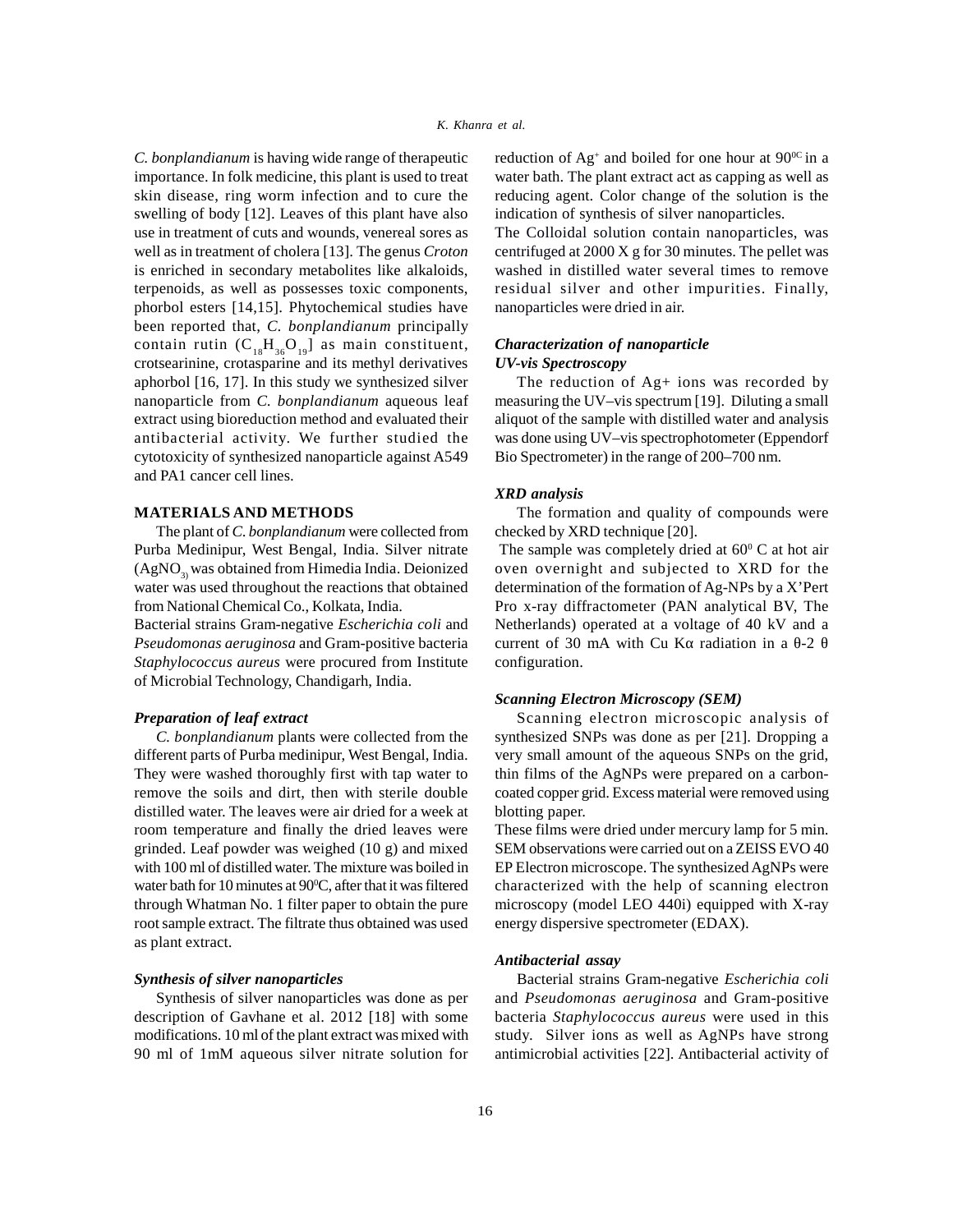*C. bonplandianum* is having wide range of therapeutic importance. In folk medicine, this plant is used to treat skin disease, ring worm infection and to cure the swelling of body [12]. Leaves of this plant have also use in treatment of cuts and wounds, venereal sores as well as in treatment of cholera [13]. The genus *Croton* is enriched in secondary metabolites like alkaloids, terpenoids, as well as possesses toxic components, phorbol esters [14,15]. Phytochemical studies have been reported that, *C. bonplandianum* principally contain rutin ($C_{18}H_{36}O_{19}$] as main constituent, crotsearinine, crotasparine and its methyl derivatives aphorbol [16, 17]. In this study we synthesized silver nanoparticle from *C. bonplandianum* aqueous leaf extract using bioreduction method and evaluated their antibacterial activity. We further studied the cytotoxicity of synthesized nanoparticle against A549 and PA1 cancer cell lines.

## MATERIALS AND METHODS

The plant of *C. bonplandianum* were collected from Purba Medinipur, West Bengal, India. Silver nitrate ($AgNO_3$) was obtained from Himedia India. Deionized water was used throughout the reactions that obtained from National Chemical Co., Kolkata, India.

Bacterial strains Gram-negative *Escherichia coli* and *Pseudomonas aeruginosa* and Gram-positive bacteria *Staphylococcus aureus* were procured from Institute of Microbial Technology, Chandigarh, India.

### *Preparation of leaf extract*

*C. bonplandianum* plants were collected from the different parts of Purba medinipur, West Bengal, India. They were washed thoroughly first with tap water to remove the soils and dirt, then with sterile double distilled water. The leaves were air dried for a week at room temperature and finally the dried leaves were grinded. Leaf powder was weighed (10 g) and mixed with 100 ml of distilled water. The mixture was boiled in water bath for 10 minutes at 90$^0$C, after that it was filtered through Whatman No. 1 filter paper to obtain the pure root sample extract. The filtrate thus obtained was used as plant extract.

### *Synthesis of silver nanoparticles*

Synthesis of silver nanoparticles was done as per description of Gavhane et al. 2012 [18] with some modifications. 10 ml of the plant extract was mixed with 90 ml of 1mM aqueous silver nitrate solution for reduction of $Ag^+$ and boiled for one hour at 90$^{0C}$ in a water bath. The plant extract act as capping as well as reducing agent. Color change of the solution is the indication of synthesis of silver nanoparticles.

The Colloidal solution contain nanoparticles, was centrifuged at 2000 X g for 30 minutes. The pellet was washed in distilled water several times to remove residual silver and other impurities. Finally, nanoparticles were dried in air.

### *Characterization of nanoparticle*

### *UV-vis Spectroscopy*

The reduction of Ag+ ions was recorded by measuring the UV–vis spectrum [19]. Diluting a small aliquot of the sample with distilled water and analysis was done using UV–vis spectrophotometer (Eppendorf Bio Spectrometer) in the range of 200–700 nm.

### *XRD analysis*

The formation and quality of compounds were checked by XRD technique [20].

The sample was completely dried at 60$^0$ C at hot air oven overnight and subjected to XRD for the determination of the formation of Ag-NPs by a X'Pert Pro x-ray diffractometer (PAN analytical BV, The Netherlands) operated at a voltage of 40 kV and a current of 30 mA with Cu Kα radiation in a θ-2 θ configuration.

### *Scanning Electron Microscopy (SEM)*

Scanning electron microscopic analysis of synthesized SNPs was done as per [21]. Dropping a very small amount of the aqueous SNPs on the grid, thin films of the AgNPs were prepared on a carbon-coated copper grid. Excess material were removed using blotting paper.

These films were dried under mercury lamp for 5 min. SEM observations were carried out on a ZEISS EVO 40 EP Electron microscope. The synthesized AgNPs were characterized with the help of scanning electron microscopy (model LEO 440i) equipped with X-ray energy dispersive spectrometer (EDAX).

### *Antibacterial assay*

Bacterial strains Gram-negative *Escherichia coli* and *Pseudomonas aeruginosa* and Gram-positive bacteria *Staphylococcus aureus* were used in this study. Silver ions as well as AgNPs have strong antimicrobial activities [22]. Antibacterial activity of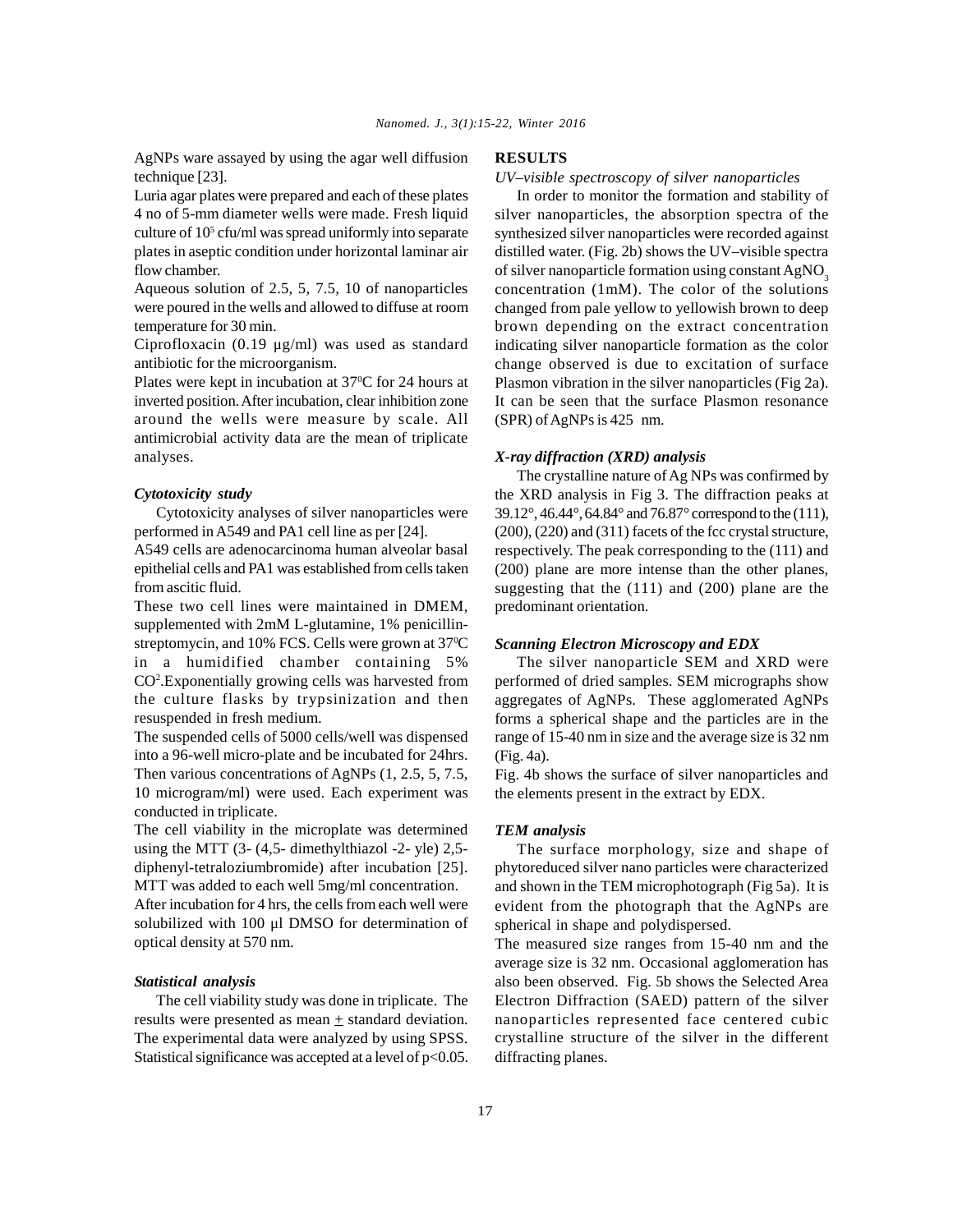AgNPs ware assayed by using the agar well diffusion technique [23].

Luria agar plates were prepared and each of these plates 4 no of 5-mm diameter wells were made. Fresh liquid culture of $10^5$ cfu/ml was spread uniformly into separate plates in aseptic condition under horizontal laminar air flow chamber.

Aqueous solution of 2.5, 5, 7.5, 10 of nanoparticles were poured in the wells and allowed to diffuse at room temperature for 30 min.

Ciprofloxacin (0.19 µg/ml) was used as standard antibiotic for the microorganism.

Plates were kept in incubation at $37^0$C for 24 hours at inverted position. After incubation, clear inhibition zone around the wells were measure by scale. All antimicrobial activity data are the mean of triplicate analyses.

### *Cytotoxicity study*

Cytotoxicity analyses of silver nanoparticles were performed in A549 and PA1 cell line as per [24].

A549 cells are adenocarcinoma human alveolar basal epithelial cells and PA1 was established from cells taken from ascitic fluid.

These two cell lines were maintained in DMEM, supplemented with 2mM L-glutamine, 1% penicillin-streptomycin, and 10% FCS. Cells were grown at $37^0$C in a humidified chamber containing 5% $CO^2$.Exponentially growing cells was harvested from the culture flasks by trypsinization and then resuspended in fresh medium.

The suspended cells of 5000 cells/well was dispensed into a 96-well micro-plate and be incubated for 24hrs. Then various concentrations of AgNPs (1, 2.5, 5, 7.5, 10 microgram/ml) were used. Each experiment was conducted in triplicate.

The cell viability in the microplate was determined using the MTT (3- (4,5- dimethylthiazol -2- yle) 2,5-diphenyl-tetraloziumbromide) after incubation [25]. MTT was added to each well 5mg/ml concentration.

After incubation for 4 hrs, the cells from each well were solubilized with 100 µl DMSO for determination of optical density at 570 nm.

### *Statistical analysis*

The cell viability study was done in triplicate. The results were presented as mean $\pm$ standard deviation. The experimental data were analyzed by using SPSS. Statistical significance was accepted at a level of $p<0.05$.

## RESULTS

*UV–visible spectroscopy of silver nanoparticles*

In order to monitor the formation and stability of silver nanoparticles, the absorption spectra of the synthesized silver nanoparticles were recorded against distilled water. (Fig. 2b) shows the UV–visible spectra of silver nanoparticle formation using constant $AgNO_3$ concentration (1mM). The color of the solutions changed from pale yellow to yellowish brown to deep brown depending on the extract concentration indicating silver nanoparticle formation as the color change observed is due to excitation of surface Plasmon vibration in the silver nanoparticles (Fig 2a). It can be seen that the surface Plasmon resonance (SPR) of AgNPs is 425 nm.

### *X-ray diffraction (XRD) analysis*

The crystalline nature of Ag NPs was confirmed by the XRD analysis in Fig 3. The diffraction peaks at 39.12°, 46.44°, 64.84° and 76.87° correspond to the (111), (200), (220) and (311) facets of the fcc crystal structure, respectively. The peak corresponding to the (111) and (200) plane are more intense than the other planes, suggesting that the (111) and (200) plane are the predominant orientation.

### *Scanning Electron Microscopy and EDX*

The silver nanoparticle SEM and XRD were performed of dried samples. SEM micrographs show aggregates of AgNPs. These agglomerated AgNPs forms a spherical shape and the particles are in the range of 15-40 nm in size and the average size is 32 nm (Fig. 4a).

Fig. 4b shows the surface of silver nanoparticles and the elements present in the extract by EDX.

### *TEM analysis*

The surface morphology, size and shape of phytoreduced silver nano particles were characterized and shown in the TEM microphotograph (Fig 5a). It is evident from the photograph that the AgNPs are spherical in shape and polydispersed.

The measured size ranges from 15-40 nm and the average size is 32 nm. Occasional agglomeration has also been observed. Fig. 5b shows the Selected Area Electron Diffraction (SAED) pattern of the silver nanoparticles represented face centered cubic crystalline structure of the silver in the different diffracting planes.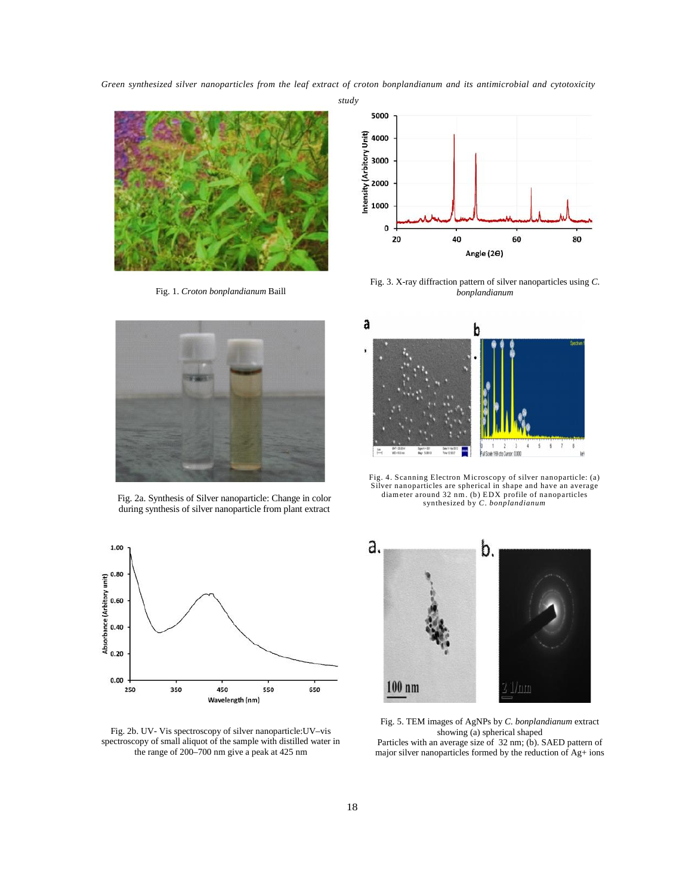Fig. 1. *Croton bonplandianum* Baill

Fig. 3. X-ray diffraction pattern of silver nanoparticles using *C. bonplandianum*

Fig. 2a. Synthesis of Silver nanoparticle: Change in color during synthesis of silver nanoparticle from plant extract

Fig. 4. Scanning Electron Microscopy of silver nanoparticle: (a) Silver nanoparticles are spherical in shape and have an average diameter around 32 nm. (b) EDX profile of nanoparticles synthesized by *C. bonplandianum*

Fig. 2b. UV- Vis spectroscopy of silver nanoparticle:UV–vis spectroscopy of small aliquot of the sample with distilled water in the range of 200–700 nm give a peak at 425 nm

Fig. 5. TEM images of AgNPs by *C. bonplandianum* extract showing (a) spherical shaped Particles with an average size of 32 nm; (b). SAED pattern of major silver nanoparticles formed by the reduction of $Ag^+$ ions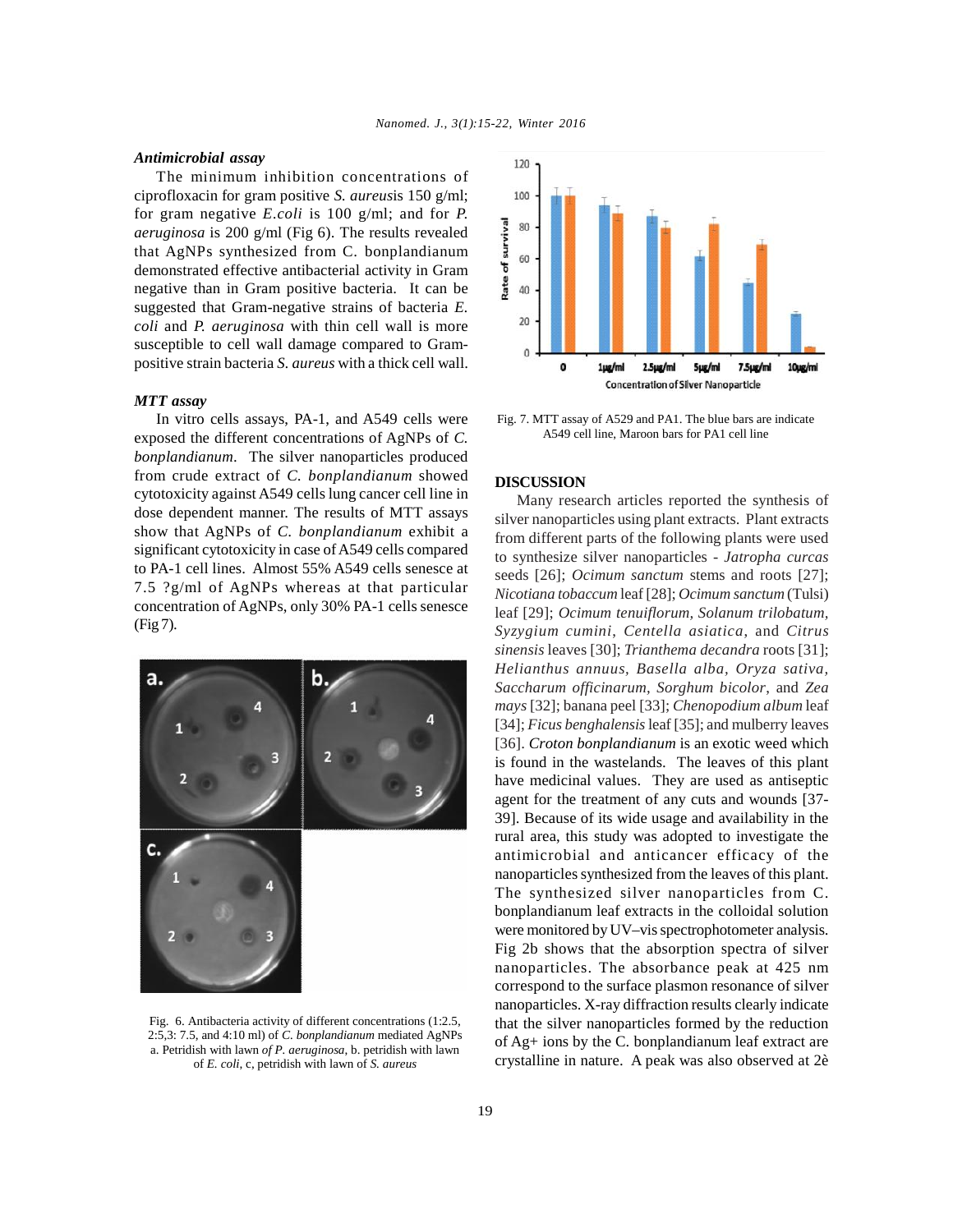### *Antimicrobial assay*

The minimum inhibition concentrations of ciprofloxacin for gram positive *S. aureus*is 150 g/ml; for gram negative *E.coli* is 100 g/ml; and for *P. aeruginosa* is 200 g/ml (Fig 6). The results revealed that AgNPs synthesized from C. bonplandianum demonstrated effective antibacterial activity in Gram negative than in Gram positive bacteria. It can be suggested that Gram-negative strains of bacteria *E. coli* and *P. aeruginosa* with thin cell wall is more susceptible to cell wall damage compared to Gram-positive strain bacteria *S. aureus* with a thick cell wall.

### *MTT assay*

In vitro cells assays, PA-1, and A549 cells were exposed the different concentrations of AgNPs of *C. bonplandianum*. The silver nanoparticles produced from crude extract of *C. bonplandianum* showed cytotoxicity against A549 cells lung cancer cell line in dose dependent manner. The results of MTT assays show that AgNPs of *C. bonplandianum* exhibit a significant cytotoxicity in case of A549 cells compared to PA-1 cell lines. Almost 55% A549 cells senesce at 7.5 ?g/ml of AgNPs whereas at that particular concentration of AgNPs, only 30% PA-1 cells senesce (Fig 7).

Fig. 6. Antibacteria activity of different concentrations (1:2.5, 2:5,3: 7.5, and 4:10 ml) of *C. bonplandianum* mediated AgNPs a. Petridish with lawn *of P. aeruginosa*, b. petridish with lawn of *E. coli*, c, petridish with lawn of *S. aureus*

Fig. 7. MTT assay of A529 and PA1. The blue bars are indicate A549 cell line, Maroon bars for PA1 cell line

## DISCUSSION

Many research articles reported the synthesis of silver nanoparticles using plant extracts. Plant extracts from different parts of the following plants were used to synthesize silver nanoparticles - *Jatropha curcas* seeds [26]; *Ocimum sanctum* stems and roots [27]; *Nicotiana tobaccum* leaf [28]; *Ocimum sanctum* (Tulsi) leaf [29]; *Ocimum tenuiflorum*, *Solanum trilobatum*, *Syzygium cumini*, *Centella asiatica*, and *Citrus sinensis* leaves [30]; *Trianthema decandra* roots [31]; *Helianthus annuus*, *Basella alba*, *Oryza sativa*, *Saccharum officinarum*, *Sorghum bicolor*, and *Zea mays* [32]; banana peel [33]; *Chenopodium album* leaf [34]; *Ficus benghalensis* leaf [35]; and mulberry leaves [36]. *Croton bonplandianum* is an exotic weed which is found in the wastelands. The leaves of this plant have medicinal values. They are used as antiseptic agent for the treatment of any cuts and wounds [37-39]. Because of its wide usage and availability in the rural area, this study was adopted to investigate the antimicrobial and anticancer efficacy of the nanoparticles synthesized from the leaves of this plant. The synthesized silver nanoparticles from C. bonplandianum leaf extracts in the colloidal solution were monitored by UV–vis spectrophotometer analysis. Fig 2b shows that the absorption spectra of silver nanoparticles. The absorbance peak at 425 nm correspond to the surface plasmon resonance of silver nanoparticles. X-ray diffraction results clearly indicate that the silver nanoparticles formed by the reduction of $Ag^+$ ions by the C. bonplandianum leaf extract are crystalline in nature. A peak was also observed at 2è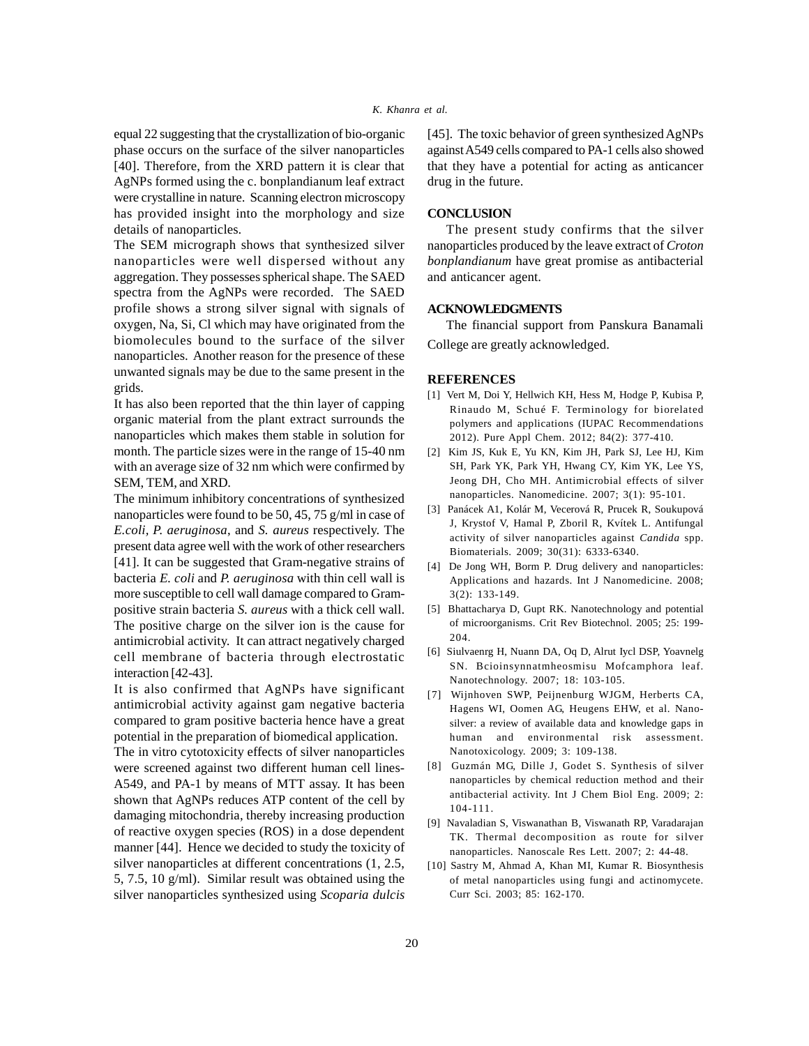equal 22 suggesting that the crystallization of bio-organic phase occurs on the surface of the silver nanoparticles [40]. Therefore, from the XRD pattern it is clear that AgNPs formed using the c. bonplandianum leaf extract were crystalline in nature. Scanning electron microscopy has provided insight into the morphology and size details of nanoparticles.

The SEM micrograph shows that synthesized silver nanoparticles were well dispersed without any aggregation. They possesses spherical shape. The SAED spectra from the AgNPs were recorded. The SAED profile shows a strong silver signal with signals of oxygen, Na, Si, Cl which may have originated from the biomolecules bound to the surface of the silver nanoparticles. Another reason for the presence of these unwanted signals may be due to the same present in the grids.

It has also been reported that the thin layer of capping organic material from the plant extract surrounds the nanoparticles which makes them stable in solution for month. The particle sizes were in the range of 15-40 nm with an average size of 32 nm which were confirmed by SEM, TEM, and XRD.

The minimum inhibitory concentrations of synthesized nanoparticles were found to be 50, 45, 75 g/ml in case of *E.coli*, *P. aeruginosa*, and *S. aureus* respectively. The present data agree well with the work of other researchers [41]. It can be suggested that Gram-negative strains of bacteria *E. coli* and *P. aeruginosa* with thin cell wall is more susceptible to cell wall damage compared to Gram-positive strain bacteria *S. aureus* with a thick cell wall. The positive charge on the silver ion is the cause for antimicrobial activity. It can attract negatively charged cell membrane of bacteria through electrostatic interaction [42-43].

It is also confirmed that AgNPs have significant antimicrobial activity against gam negative bacteria compared to gram positive bacteria hence have a great potential in the preparation of biomedical application.

The in vitro cytotoxicity effects of silver nanoparticles were screened against two different human cell lines-A549, and PA-1 by means of MTT assay. It has been shown that AgNPs reduces ATP content of the cell by damaging mitochondria, thereby increasing production of reactive oxygen species (ROS) in a dose dependent manner [44]. Hence we decided to study the toxicity of silver nanoparticles at different concentrations (1, 2.5, 5, 7.5, 10 g/ml). Similar result was obtained using the silver nanoparticles synthesized using *Scoparia dulcis* [45]. The toxic behavior of green synthesized AgNPs against A549 cells compared to PA-1 cells also showed that they have a potential for acting as anticancer drug in the future.

## CONCLUSION

The present study confirms that the silver nanoparticles produced by the leave extract of *Croton bonplandianum* have great promise as antibacterial and anticancer agent.

## ACKNOWLEDGMENTS

The financial support from Panskura Banamali College are greatly acknowledged.

## REFERENCES

[1] Vert M, Doi Y, Hellwich KH, Hess M, Hodge P, Kubisa P, Rinaudo M, Schué F. Terminology for biorelated polymers and applications (IUPAC Recommendations 2012). Pure Appl Chem. 2012; 84(2): 377-410.

[2] Kim JS, Kuk E, Yu KN, Kim JH, Park SJ, Lee HJ, Kim SH, Park YK, Park YH, Hwang CY, Kim YK, Lee YS, Jeong DH, Cho MH. Antimicrobial effects of silver nanoparticles. Nanomedicine. 2007; 3(1): 95-101.

[3] Panácek A1, Kolár M, Vecerová R, Prucek R, Soukupová J, Krystof V, Hamal P, Zboril R, Kvítek L. Antifungal activity of silver nanoparticles against *Candida* spp. Biomaterials. 2009; 30(31): 6333-6340.

[4] De Jong WH, Borm P. Drug delivery and nanoparticles: Applications and hazards. Int J Nanomedicine. 2008; 3(2): 133-149.

[5] Bhattacharya D, Gupt RK. Nanotechnology and potential of microorganisms. Crit Rev Biotechnol. 2005; 25: 199-204.

[6] Siulvaenrg H, Nuann DA, Oq D, Alrut Iycl DSP, Yoavnelg SN. Bcioinsynnatmheosmisu Mofcamphora leaf. Nanotechnology. 2007; 18: 103-105.

[7] Wijnhoven SWP, Peijnenburg WJGM, Herberts CA, Hagens WI, Oomen AG, Heugens EHW, et al. Nano-silver: a review of available data and knowledge gaps in human and environmental risk assessment. Nanotoxicology. 2009; 3: 109-138.

[8] Guzmán MG, Dille J, Godet S. Synthesis of silver nanoparticles by chemical reduction method and their antibacterial activity. Int J Chem Biol Eng. 2009; 2: 104-111.

[9] Navaladian S, Viswanathan B, Viswanath RP, Varadarajan TK. Thermal decomposition as route for silver nanoparticles. Nanoscale Res Lett. 2007; 2: 44-48.

[10] Sastry M, Ahmad A, Khan MI, Kumar R. Biosynthesis of metal nanoparticles using fungi and actinomycete. Curr Sci. 2003; 85: 162-170.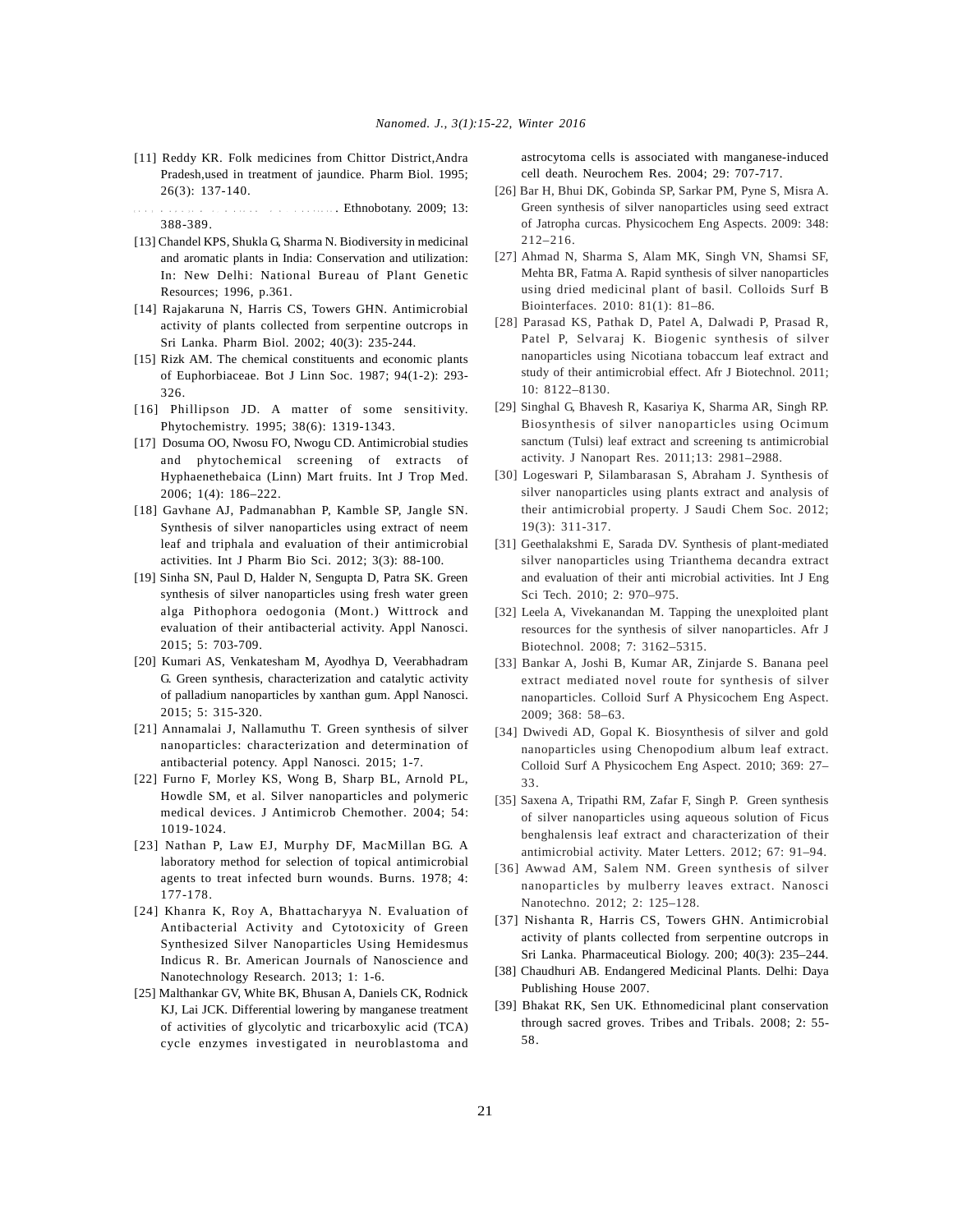[11] Reddy KR. Folk medicines from Chittor District,Andra Pradesh,used in treatment of jaundice. Pharm Biol. 1995; 26(3): 137-140.

[12] . . . . . . . . . . . . . . . . . . . . . . . . . . Ethnobotany. 2009; 13: 388-389.

[13] Chandel KPS, Shukla G, Sharma N. Biodiversity in medicinal and aromatic plants in India: Conservation and utilization: In: New Delhi: National Bureau of Plant Genetic Resources; 1996, p.361.

[14] Rajakaruna N, Harris CS, Towers GHN. Antimicrobial activity of plants collected from serpentine outcrops in Sri Lanka. Pharm Biol. 2002; 40(3): 235-244.

[15] Rizk AM. The chemical constituents and economic plants of Euphorbiaceae. Bot J Linn Soc. 1987; 94(1-2): 293-326.

[16] Phillipson JD. A matter of some sensitivity. Phytochemistry. 1995; 38(6): 1319-1343.

[17] Dosuma OO, Nwosu FO, Nwogu CD. Antimicrobial studies and phytochemical screening of extracts of Hyphaenethebaica (Linn) Mart fruits. Int J Trop Med. 2006; 1(4): 186–222.

[18] Gavhane AJ, Padmanabhan P, Kamble SP, Jangle SN. Synthesis of silver nanoparticles using extract of neem leaf and triphala and evaluation of their antimicrobial activities. Int J Pharm Bio Sci. 2012; 3(3): 88-100.

[19] Sinha SN, Paul D, Halder N, Sengupta D, Patra SK. Green synthesis of silver nanoparticles using fresh water green alga Pithophora oedogonia (Mont.) Wittrock and evaluation of their antibacterial activity. Appl Nanosci. 2015; 5: 703-709.

[20] Kumari AS, Venkatesham M, Ayodhya D, Veerabhadram G. Green synthesis, characterization and catalytic activity of palladium nanoparticles by xanthan gum. Appl Nanosci. 2015; 5: 315-320.

[21] Annamalai J, Nallamuthu T. Green synthesis of silver nanoparticles: characterization and determination of antibacterial potency. Appl Nanosci. 2015; 1-7.

[22] Furno F, Morley KS, Wong B, Sharp BL, Arnold PL, Howdle SM, et al. Silver nanoparticles and polymeric medical devices. J Antimicrob Chemother. 2004; 54: 1019-1024.

[23] Nathan P, Law EJ, Murphy DF, MacMillan BG. A laboratory method for selection of topical antimicrobial agents to treat infected burn wounds. Burns. 1978; 4: 177-178.

[24] Khanra K, Roy A, Bhattacharyya N. Evaluation of Antibacterial Activity and Cytotoxicity of Green Synthesized Silver Nanoparticles Using Hemidesmus Indicus R. Br. American Journals of Nanoscience and Nanotechnology Research. 2013; 1: 1-6.

[25] Malthankar GV, White BK, Bhusan A, Daniels CK, Rodnick KJ, Lai JCK. Differential lowering by manganese treatment of activities of glycolytic and tricarboxylic acid (TCA) cycle enzymes investigated in neuroblastoma and astrocytoma cells is associated with manganese-induced cell death. Neurochem Res. 2004; 29: 707-717.

[26] Bar H, Bhui DK, Gobinda SP, Sarkar PM, Pyne S, Misra A. Green synthesis of silver nanoparticles using seed extract of Jatropha curcas. Physicochem Eng Aspects. 2009: 348: 212–216.

[27] Ahmad N, Sharma S, Alam MK, Singh VN, Shamsi SF, Mehta BR, Fatma A. Rapid synthesis of silver nanoparticles using dried medicinal plant of basil. Colloids Surf B Biointerfaces. 2010: 81(1): 81–86.

[28] Parasad KS, Pathak D, Patel A, Dalwadi P, Prasad R, Patel P, Selvaraj K. Biogenic synthesis of silver nanoparticles using Nicotiana tobaccum leaf extract and study of their antimicrobial effect. Afr J Biotechnol. 2011; 10: 8122–8130.

[29] Singhal G, Bhavesh R, Kasariya K, Sharma AR, Singh RP. Biosynthesis of silver nanoparticles using Ocimum sanctum (Tulsi) leaf extract and screening ts antimicrobial activity. J Nanopart Res. 2011;13: 2981–2988.

[30] Logeswari P, Silambarasan S, Abraham J. Synthesis of silver nanoparticles using plants extract and analysis of their antimicrobial property. J Saudi Chem Soc. 2012; 19(3): 311-317.

[31] Geethalakshmi E, Sarada DV. Synthesis of plant-mediated silver nanoparticles using Trianthema decandra extract and evaluation of their anti microbial activities. Int J Eng Sci Tech. 2010; 2: 970–975.

[32] Leela A, Vivekanandan M. Tapping the unexploited plant resources for the synthesis of silver nanoparticles. Afr J Biotechnol. 2008; 7: 3162–5315.

[33] Bankar A, Joshi B, Kumar AR, Zinjarde S. Banana peel extract mediated novel route for synthesis of silver nanoparticles. Colloid Surf A Physicochem Eng Aspect. 2009; 368: 58–63.

[34] Dwivedi AD, Gopal K. Biosynthesis of silver and gold nanoparticles using Chenopodium album leaf extract. Colloid Surf A Physicochem Eng Aspect. 2010; 369: 27–33.

[35] Saxena A, Tripathi RM, Zafar F, Singh P. Green synthesis of silver nanoparticles using aqueous solution of Ficus benghalensis leaf extract and characterization of their antimicrobial activity. Mater Letters. 2012; 67: 91–94.

[36] Awwad AM, Salem NM. Green synthesis of silver nanoparticles by mulberry leaves extract. Nanosci Nanotechno. 2012; 2: 125–128.

[37] Nishanta R, Harris CS, Towers GHN. Antimicrobial activity of plants collected from serpentine outcrops in Sri Lanka. Pharmaceutical Biology. 200; 40(3): 235–244.

[38] Chaudhuri AB. Endangered Medicinal Plants. Delhi: Daya Publishing House 2007.

[39] Bhakat RK, Sen UK. Ethnomedicinal plant conservation through sacred groves. Tribes and Tribals. 2008; 2: 55-58.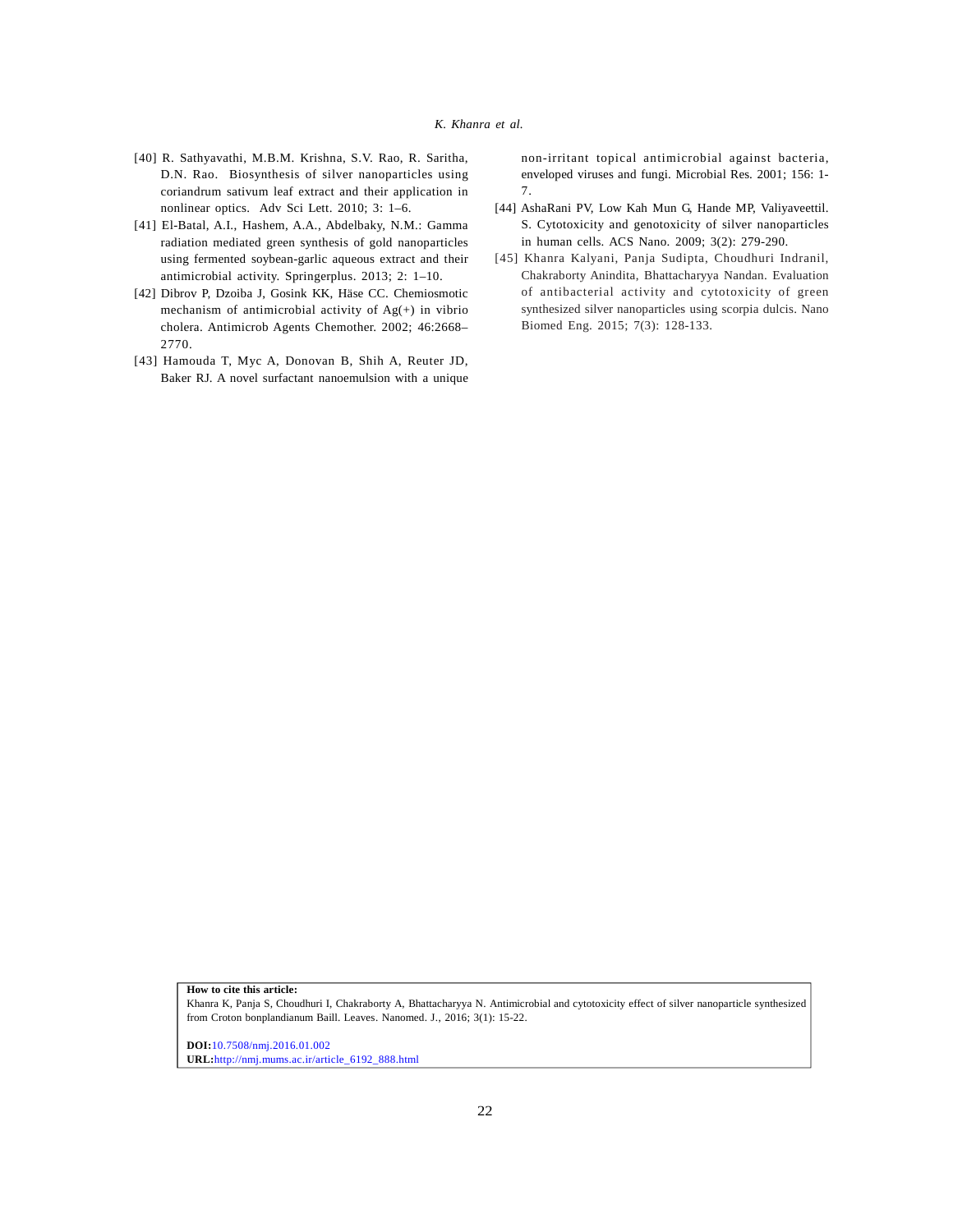[40] R. Sathyavathi, M.B.M. Krishna, S.V. Rao, R. Saritha, D.N. Rao. Biosynthesis of silver nanoparticles using coriandrum sativum leaf extract and their application in nonlinear optics. Adv Sci Lett. 2010; 3: 1–6.

[41] El-Batal, A.I., Hashem, A.A., Abdelbaky, N.M.: Gamma radiation mediated green synthesis of gold nanoparticles using fermented soybean-garlic aqueous extract and their antimicrobial activity. Springerplus. 2013; 2: 1–10.

[42] Dibrov P, Dzoiba J, Gosink KK, Häse CC. Chemiosmotic mechanism of antimicrobial activity of Ag(+) in vibrio cholera. Antimicrob Agents Chemother. 2002; 46:2668–2770.

[43] Hamouda T, Myc A, Donovan B, Shih A, Reuter JD, Baker RJ. A novel surfactant nanoemulsion with a unique non-irritant topical antimicrobial against bacteria, enveloped viruses and fungi. Microbial Res. 2001; 156: 1-7.

[44] AshaRani PV, Low Kah Mun G, Hande MP, Valiyaveettil. S. Cytotoxicity and genotoxicity of silver nanoparticles in human cells. ACS Nano. 2009; 3(2): 279-290.

[45] Khanra Kalyani, Panja Sudipta, Choudhuri Indranil, Chakraborty Anindita, Bhattacharyya Nandan. Evaluation of antibacterial activity and cytotoxicity of green synthesized silver nanoparticles using scorpia dulcis. Nano Biomed Eng. 2015; 7(3): 128-133.

**How to cite this article:**
Khanra K, Panja S, Choudhuri I, Chakraborty A, Bhattacharyya N. Antimicrobial and cytotoxicity effect of silver nanoparticle synthesized from Croton bonplandianum Baill. Leaves. Nanomed. J., 2016; 3(1): 15-22.

**DOI:**10.7508/nmj.2016.01.002
**URL:**http://nmj.mums.ac.ir/article_6192_888.html